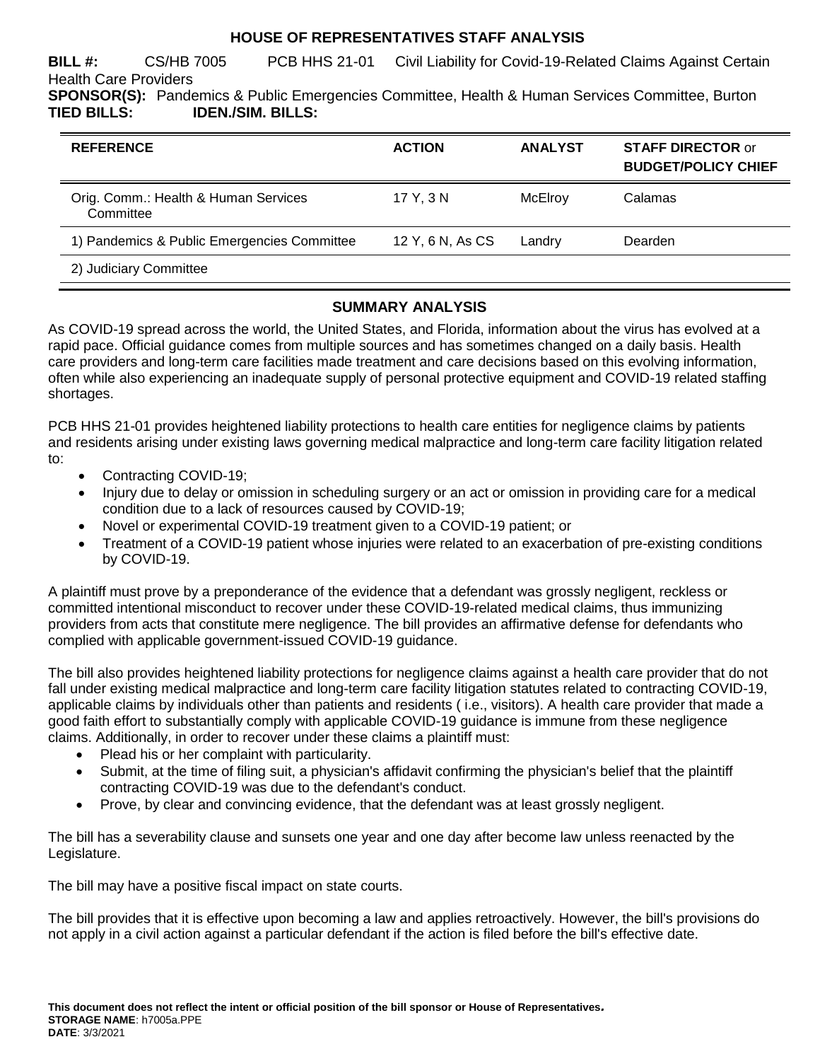# HOUSE OF REPRESENTATIVES STAFF ANALYSIS

**BILL #:** CS/HB 7005 PCB HHS 21-01 Civil Liability for Covid-19-Related Claims Against Certain Health Care Providers

**SPONSOR(S):** Pandemics & Public Emergencies Committee, Health & Human Services Committee, Burton

**TIED BILLS:** **IDEN./SIM. BILLS:**

| REFERENCE | ACTION | ANALYST | STAFF DIRECTOR or BUDGET/POLICY CHIEF |
|---|---|---|---|
| Orig. Comm.: Health & Human Services Committee | 17 Y, 3 N | McElroy | Calamas |
| 1) Pandemics & Public Emergencies Committee | 12 Y, 6 N, As CS | Landry | Dearden |
| 2) Judiciary Committee | | | |

## SUMMARY ANALYSIS

As COVID-19 spread across the world, the United States, and Florida, information about the virus has evolved at a rapid pace. Official guidance comes from multiple sources and has sometimes changed on a daily basis. Health care providers and long-term care facilities made treatment and care decisions based on this evolving information, often while also experiencing an inadequate supply of personal protective equipment and COVID-19 related staffing shortages.

PCB HHS 21-01 provides heightened liability protections to health care entities for negligence claims by patients and residents arising under existing laws governing medical malpractice and long-term care facility litigation related to:

- Contracting COVID-19;
- Injury due to delay or omission in scheduling surgery or an act or omission in providing care for a medical condition due to a lack of resources caused by COVID-19;
- Novel or experimental COVID-19 treatment given to a COVID-19 patient; or
- Treatment of a COVID-19 patient whose injuries were related to an exacerbation of pre-existing conditions by COVID-19.

A plaintiff must prove by a preponderance of the evidence that a defendant was grossly negligent, reckless or committed intentional misconduct to recover under these COVID-19-related medical claims, thus immunizing providers from acts that constitute mere negligence. The bill provides an affirmative defense for defendants who complied with applicable government-issued COVID-19 guidance.

The bill also provides heightened liability protections for negligence claims against a health care provider that do not fall under existing medical malpractice and long-term care facility litigation statutes related to contracting COVID-19, applicable claims by individuals other than patients and residents ( i.e., visitors). A health care provider that made a good faith effort to substantially comply with applicable COVID-19 guidance is immune from these negligence claims. Additionally, in order to recover under these claims a plaintiff must:

- Plead his or her complaint with particularity.
- Submit, at the time of filing suit, a physician's affidavit confirming the physician's belief that the plaintiff contracting COVID-19 was due to the defendant's conduct.
- Prove, by clear and convincing evidence, that the defendant was at least grossly negligent.

The bill has a severability clause and sunsets one year and one day after become law unless reenacted by the Legislature.

The bill may have a positive fiscal impact on state courts.

The bill provides that it is effective upon becoming a law and applies retroactively. However, the bill's provisions do not apply in a civil action against a particular defendant if the action is filed before the bill's effective date.

**This document does not reflect the intent or official position of the bill sponsor or House of Representatives.**
**STORAGE NAME**: h7005a.PPE
**DATE**: 3/3/2021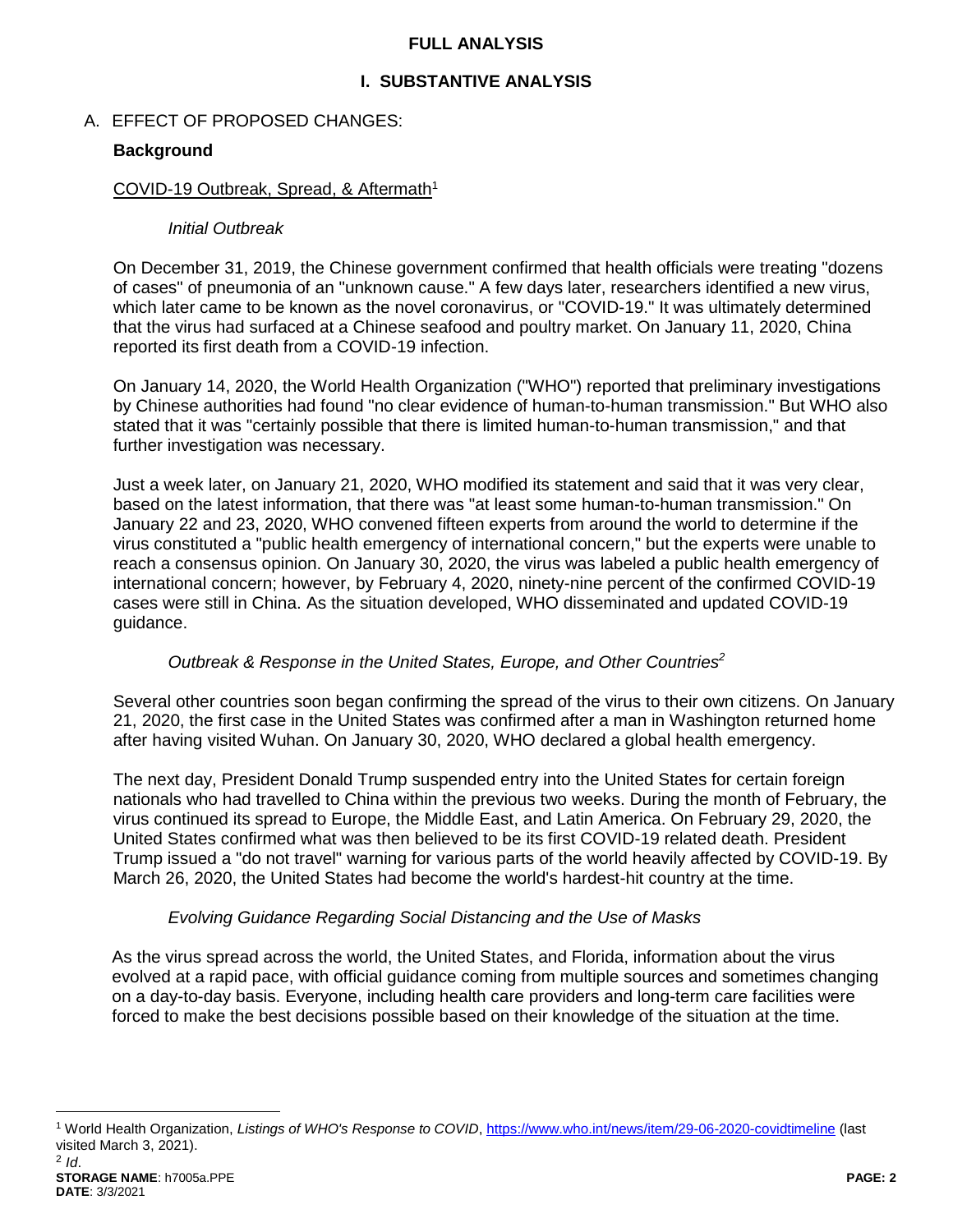**FULL ANALYSIS**

# I. SUBSTANTIVE ANALYSIS

A. EFFECT OF PROPOSED CHANGES:

**Background**

COVID-19 Outbreak, Spread, & Aftermath[1]

*Initial Outbreak*

On December 31, 2019, the Chinese government confirmed that health officials were treating "dozens of cases" of pneumonia of an "unknown cause." A few days later, researchers identified a new virus, which later came to be known as the novel coronavirus, or "COVID-19." It was ultimately determined that the virus had surfaced at a Chinese seafood and poultry market. On January 11, 2020, China reported its first death from a COVID-19 infection.

On January 14, 2020, the World Health Organization ("WHO") reported that preliminary investigations by Chinese authorities had found "no clear evidence of human-to-human transmission." But WHO also stated that it was "certainly possible that there is limited human-to-human transmission," and that further investigation was necessary.

Just a week later, on January 21, 2020, WHO modified its statement and said that it was very clear, based on the latest information, that there was "at least some human-to-human transmission." On January 22 and 23, 2020, WHO convened fifteen experts from around the world to determine if the virus constituted a "public health emergency of international concern," but the experts were unable to reach a consensus opinion. On January 30, 2020, the virus was labeled a public health emergency of international concern; however, by February 4, 2020, ninety-nine percent of the confirmed COVID-19 cases were still in China. As the situation developed, WHO disseminated and updated COVID-19 guidance.

*Outbreak & Response in the United States, Europe, and Other Countries*[2]

Several other countries soon began confirming the spread of the virus to their own citizens. On January 21, 2020, the first case in the United States was confirmed after a man in Washington returned home after having visited Wuhan. On January 30, 2020, WHO declared a global health emergency.

The next day, President Donald Trump suspended entry into the United States for certain foreign nationals who had travelled to China within the previous two weeks. During the month of February, the virus continued its spread to Europe, the Middle East, and Latin America. On February 29, 2020, the United States confirmed what was then believed to be its first COVID-19 related death. President Trump issued a "do not travel" warning for various parts of the world heavily affected by COVID-19. By March 26, 2020, the United States had become the world's hardest-hit country at the time.

*Evolving Guidance Regarding Social Distancing and the Use of Masks*

As the virus spread across the world, the United States, and Florida, information about the virus evolved at a rapid pace, with official guidance coming from multiple sources and sometimes changing on a day-to-day basis. Everyone, including health care providers and long-term care facilities were forced to make the best decisions possible based on their knowledge of the situation at the time.

---

[1] World Health Organization, *Listings of WHO's Response to COVID*, https://www.who.int/news/item/29-06-2020-covidtimeline (last visited March 3, 2021).

[2] *Id*.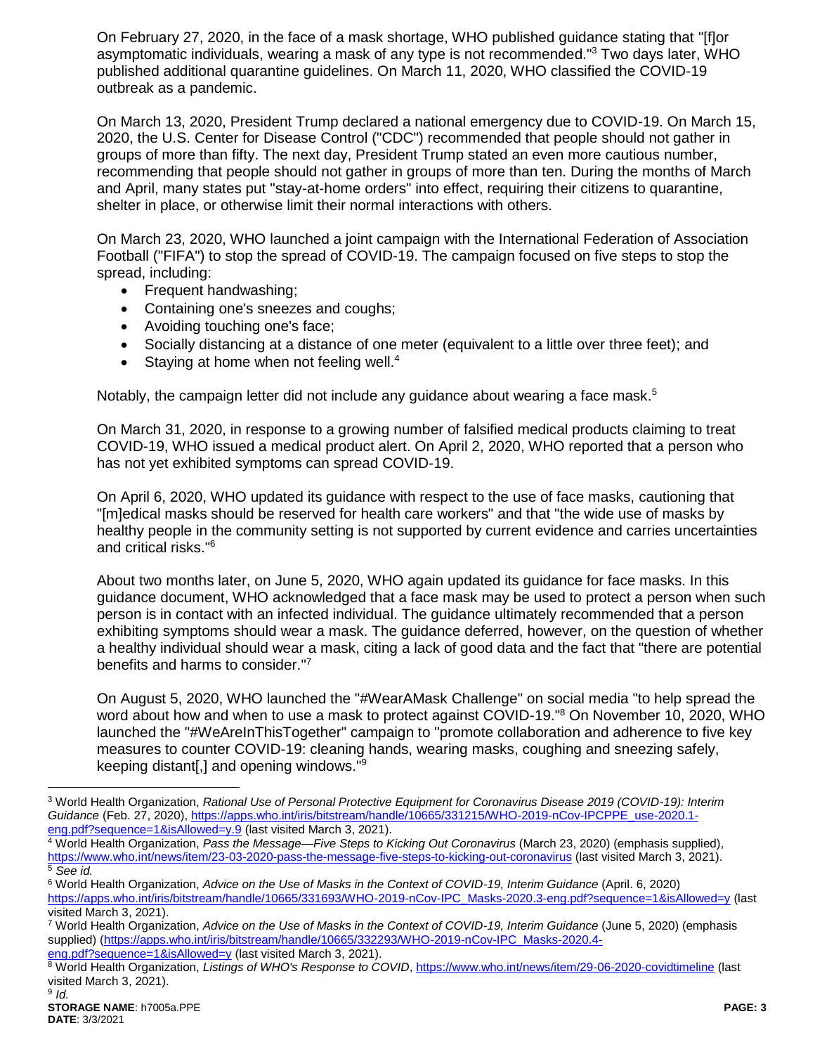On February 27, 2020, in the face of a mask shortage, WHO published guidance stating that "[f]or asymptomatic individuals, wearing a mask of any type is not recommended."[3] Two days later, WHO published additional quarantine guidelines. On March 11, 2020, WHO classified the COVID-19 outbreak as a pandemic.

On March 13, 2020, President Trump declared a national emergency due to COVID-19. On March 15, 2020, the U.S. Center for Disease Control ("CDC") recommended that people should not gather in groups of more than fifty. The next day, President Trump stated an even more cautious number, recommending that people should not gather in groups of more than ten. During the months of March and April, many states put "stay-at-home orders" into effect, requiring their citizens to quarantine, shelter in place, or otherwise limit their normal interactions with others.

On March 23, 2020, WHO launched a joint campaign with the International Federation of Association Football ("FIFA") to stop the spread of COVID-19. The campaign focused on five steps to stop the spread, including:

- Frequent handwashing;
- Containing one's sneezes and coughs;
- Avoiding touching one's face;
- Socially distancing at a distance of one meter (equivalent to a little over three feet); and
- Staying at home when not feeling well.[4]

Notably, the campaign letter did not include any guidance about wearing a face mask.[5]

On March 31, 2020, in response to a growing number of falsified medical products claiming to treat COVID-19, WHO issued a medical product alert. On April 2, 2020, WHO reported that a person who has not yet exhibited symptoms can spread COVID-19.

On April 6, 2020, WHO updated its guidance with respect to the use of face masks, cautioning that "[m]edical masks should be reserved for health care workers" and that "the wide use of masks by healthy people in the community setting is not supported by current evidence and carries uncertainties and critical risks."[6]

About two months later, on June 5, 2020, WHO again updated its guidance for face masks. In this guidance document, WHO acknowledged that a face mask may be used to protect a person when such person is in contact with an infected individual. The guidance ultimately recommended that a person exhibiting symptoms should wear a mask. The guidance deferred, however, on the question of whether a healthy individual should wear a mask, citing a lack of good data and the fact that "there are potential benefits and harms to consider."[7]

On August 5, 2020, WHO launched the "#WearAMask Challenge" on social media "to help spread the word about how and when to use a mask to protect against COVID-19."[8] On November 10, 2020, WHO launched the "#WeAreInThisTogether" campaign to "promote collaboration and adherence to five key measures to counter COVID-19: cleaning hands, wearing masks, coughing and sneezing safely, keeping distant[,] and opening windows."[9]

---

[3] World Health Organization, *Rational Use of Personal Protective Equipment for Coronavirus Disease 2019 (COVID-19): Interim Guidance* (Feb. 27, 2020), https://apps.who.int/iris/bitstream/handle/10665/331215/WHO-2019-nCov-IPCPPE_use-2020.1-eng.pdf?sequence=1&isAllowed=y.9 (last visited March 3, 2021).

[4] World Health Organization, *Pass the Message—Five Steps to Kicking Out Coronavirus* (March 23, 2020) (emphasis supplied), https://www.who.int/news/item/23-03-2020-pass-the-message-five-steps-to-kicking-out-coronavirus (last visited March 3, 2021).

[5] *See id.*

[6] World Health Organization, *Advice on the Use of Masks in the Context of COVID-19, Interim Guidance* (April. 6, 2020) https://apps.who.int/iris/bitstream/handle/10665/331693/WHO-2019-nCov-IPC_Masks-2020.3-eng.pdf?sequence=1&isAllowed=y (last visited March 3, 2021).

[7] World Health Organization, *Advice on the Use of Masks in the Context of COVID-19, Interim Guidance* (June 5, 2020) (emphasis supplied) (https://apps.who.int/iris/bitstream/handle/10665/332293/WHO-2019-nCov-IPC_Masks-2020.4-eng.pdf?sequence=1&isAllowed=y (last visited March 3, 2021).

[8] World Health Organization, *Listings of WHO's Response to COVID*, https://www.who.int/news/item/29-06-2020-covidtimeline (last visited March 3, 2021).

[9] *Id.*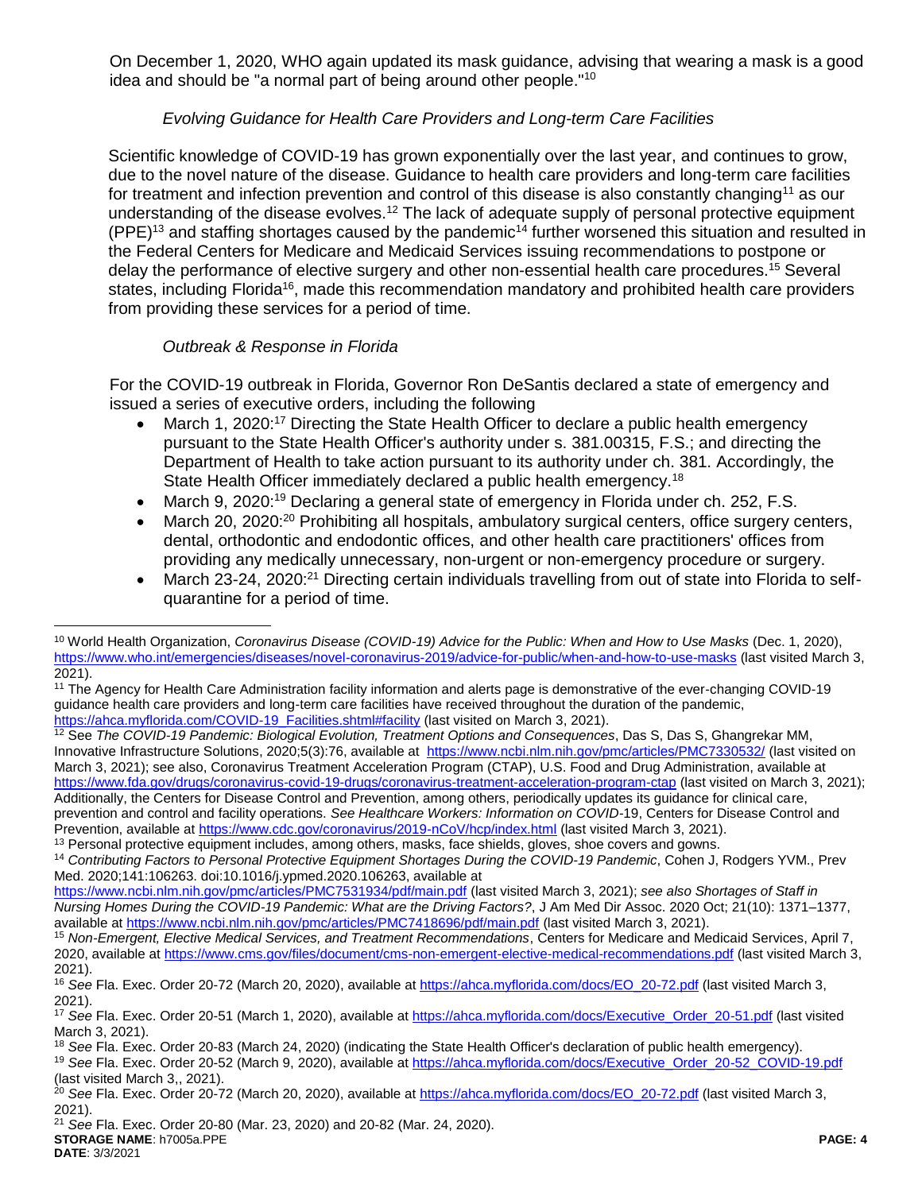On December 1, 2020, WHO again updated its mask guidance, advising that wearing a mask is a good idea and should be "a normal part of being around other people."[10]

*Evolving Guidance for Health Care Providers and Long-term Care Facilities*

Scientific knowledge of COVID-19 has grown exponentially over the last year, and continues to grow, due to the novel nature of the disease. Guidance to health care providers and long-term care facilities for treatment and infection prevention and control of this disease is also constantly changing[11] as our understanding of the disease evolves.[12] The lack of adequate supply of personal protective equipment (PPE)[13] and staffing shortages caused by the pandemic[14] further worsened this situation and resulted in the Federal Centers for Medicare and Medicaid Services issuing recommendations to postpone or delay the performance of elective surgery and other non-essential health care procedures.[15] Several states, including Florida[16], made this recommendation mandatory and prohibited health care providers from providing these services for a period of time.

*Outbreak & Response in Florida*

For the COVID-19 outbreak in Florida, Governor Ron DeSantis declared a state of emergency and issued a series of executive orders, including the following

- March 1, 2020:[17] Directing the State Health Officer to declare a public health emergency pursuant to the State Health Officer's authority under s. 381.00315, F.S.; and directing the Department of Health to take action pursuant to its authority under ch. 381. Accordingly, the State Health Officer immediately declared a public health emergency.[18]
- March 9, 2020:[19] Declaring a general state of emergency in Florida under ch. 252, F.S.
- March 20, 2020:[20] Prohibiting all hospitals, ambulatory surgical centers, office surgery centers, dental, orthodontic and endodontic offices, and other health care practitioners' offices from providing any medically unnecessary, non-urgent or non-emergency procedure or surgery.
- March 23-24, 2020:[21] Directing certain individuals travelling from out of state into Florida to self-quarantine for a period of time.

---

[10] World Health Organization, *Coronavirus Disease (COVID-19) Advice for the Public: When and How to Use Masks* (Dec. 1, 2020), https://www.who.int/emergencies/diseases/novel-coronavirus-2019/advice-for-public/when-and-how-to-use-masks (last visited March 3, 2021).

[11] The Agency for Health Care Administration facility information and alerts page is demonstrative of the ever-changing COVID-19 guidance health care providers and long-term care facilities have received throughout the duration of the pandemic, https://ahca.myflorida.com/COVID-19_Facilities.shtml#facility (last visited on March 3, 2021).

[12] See *The COVID-19 Pandemic: Biological Evolution, Treatment Options and Consequences*, Das S, Das S, Ghangrekar MM, Innovative Infrastructure Solutions, 2020;5(3):76, available at https://www.ncbi.nlm.nih.gov/pmc/articles/PMC7330532/ (last visited on March 3, 2021); see also, Coronavirus Treatment Acceleration Program (CTAP), U.S. Food and Drug Administration, available at https://www.fda.gov/drugs/coronavirus-covid-19-drugs/coronavirus-treatment-acceleration-program-ctap (last visited on March 3, 2021); Additionally, the Centers for Disease Control and Prevention, among others, periodically updates its guidance for clinical care, prevention and control and facility operations. *See Healthcare Workers: Information on COVID*-19, Centers for Disease Control and Prevention, available at https://www.cdc.gov/coronavirus/2019-nCoV/hcp/index.html (last visited March 3, 2021).

[13] Personal protective equipment includes, among others, masks, face shields, gloves, shoe covers and gowns.

[14] *Contributing Factors to Personal Protective Equipment Shortages During the COVID-19 Pandemic*, Cohen J, Rodgers YVM., Prev Med. 2020;141:106263. doi:10.1016/j.ypmed.2020.106263, available at https://www.ncbi.nlm.nih.gov/pmc/articles/PMC7531934/pdf/main.pdf (last visited March 3, 2021); *see also Shortages of Staff in Nursing Homes During the COVID-19 Pandemic: What are the Driving Factors?*, J Am Med Dir Assoc. 2020 Oct; 21(10): 1371–1377, available at https://www.ncbi.nlm.nih.gov/pmc/articles/PMC7418696/pdf/main.pdf (last visited March 3, 2021).

[15] *Non-Emergent, Elective Medical Services, and Treatment Recommendations*, Centers for Medicare and Medicaid Services, April 7, 2020, available at https://www.cms.gov/files/document/cms-non-emergent-elective-medical-recommendations.pdf (last visited March 3, 2021).

[16] *See* Fla. Exec. Order 20-72 (March 20, 2020), available at https://ahca.myflorida.com/docs/EO_20-72.pdf (last visited March 3, 2021).

[17] *See* Fla. Exec. Order 20-51 (March 1, 2020), available at https://ahca.myflorida.com/docs/Executive_Order_20-51.pdf (last visited March 3, 2021).

[18] *See* Fla. Exec. Order 20-83 (March 24, 2020) (indicating the State Health Officer's declaration of public health emergency).

[19] *See* Fla. Exec. Order 20-52 (March 9, 2020), available at https://ahca.myflorida.com/docs/Executive_Order_20-52_COVID-19.pdf (last visited March 3,, 2021).

[20] *See* Fla. Exec. Order 20-72 (March 20, 2020), available at https://ahca.myflorida.com/docs/EO_20-72.pdf (last visited March 3, 2021).

[21] *See* Fla. Exec. Order 20-80 (Mar. 23, 2020) and 20-82 (Mar. 24, 2020).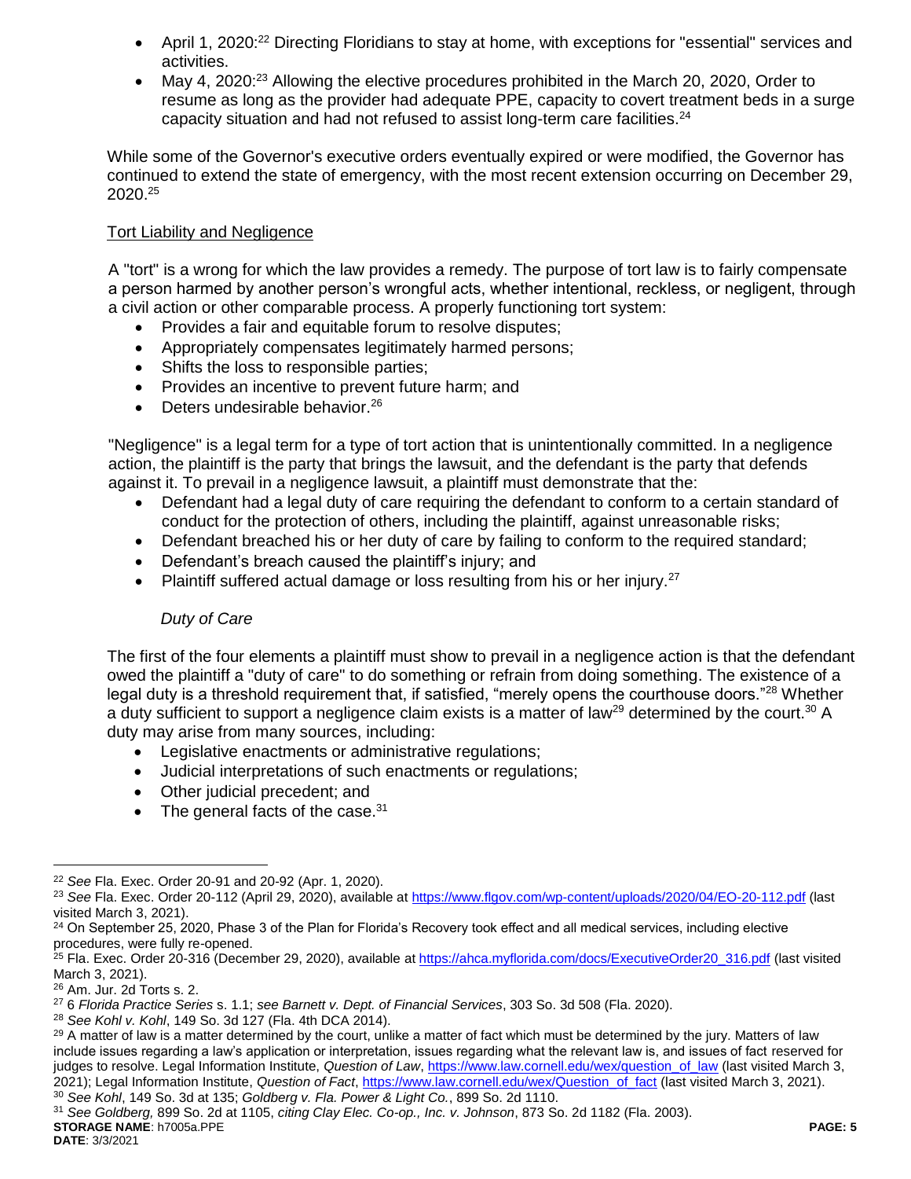- April 1, 2020:[22] Directing Floridians to stay at home, with exceptions for "essential" services and activities.
- May 4, 2020:[23] Allowing the elective procedures prohibited in the March 20, 2020, Order to resume as long as the provider had adequate PPE, capacity to covert treatment beds in a surge capacity situation and had not refused to assist long-term care facilities.[24]

While some of the Governor's executive orders eventually expired or were modified, the Governor has continued to extend the state of emergency, with the most recent extension occurring on December 29, 2020.[25]

Tort Liability and Negligence

A "tort" is a wrong for which the law provides a remedy. The purpose of tort law is to fairly compensate a person harmed by another person's wrongful acts, whether intentional, reckless, or negligent, through a civil action or other comparable process. A properly functioning tort system:

- Provides a fair and equitable forum to resolve disputes;
- Appropriately compensates legitimately harmed persons;
- Shifts the loss to responsible parties;
- Provides an incentive to prevent future harm; and
- Deters undesirable behavior.[26]

"Negligence" is a legal term for a type of tort action that is unintentionally committed. In a negligence action, the plaintiff is the party that brings the lawsuit, and the defendant is the party that defends against it. To prevail in a negligence lawsuit, a plaintiff must demonstrate that the:

- Defendant had a legal duty of care requiring the defendant to conform to a certain standard of conduct for the protection of others, including the plaintiff, against unreasonable risks;
- Defendant breached his or her duty of care by failing to conform to the required standard;
- Defendant's breach caused the plaintiff's injury; and
- Plaintiff suffered actual damage or loss resulting from his or her injury.[27]

*Duty of Care*

The first of the four elements a plaintiff must show to prevail in a negligence action is that the defendant owed the plaintiff a "duty of care" to do something or refrain from doing something. The existence of a legal duty is a threshold requirement that, if satisfied, "merely opens the courthouse doors."[28] Whether a duty sufficient to support a negligence claim exists is a matter of law[29] determined by the court.[30] A duty may arise from many sources, including:

- Legislative enactments or administrative regulations;
- Judicial interpretations of such enactments or regulations;
- Other judicial precedent; and
- The general facts of the case.[31]

---

[22] *See* Fla. Exec. Order 20-91 and 20-92 (Apr. 1, 2020).

[23] *See* Fla. Exec. Order 20-112 (April 29, 2020), available at https://www.flgov.com/wp-content/uploads/2020/04/EO-20-112.pdf (last visited March 3, 2021).

[24] On September 25, 2020, Phase 3 of the Plan for Florida's Recovery took effect and all medical services, including elective procedures, were fully re-opened.

[25] Fla. Exec. Order 20-316 (December 29, 2020), available at https://ahca.myflorida.com/docs/ExecutiveOrder20_316.pdf (last visited March 3, 2021).

[26] Am. Jur. 2d Torts s. 2.

[27] 6 *Florida Practice Series* s. 1.1; *see Barnett v. Dept. of Financial Services*, 303 So. 3d 508 (Fla. 2020).

[28] *See Kohl v. Kohl*, 149 So. 3d 127 (Fla. 4th DCA 2014).

[29] A matter of law is a matter determined by the court, unlike a matter of fact which must be determined by the jury. Matters of law include issues regarding a law's application or interpretation, issues regarding what the relevant law is, and issues of fact reserved for judges to resolve. Legal Information Institute, *Question of Law*, https://www.law.cornell.edu/wex/question_of_law (last visited March 3, 2021); Legal Information Institute, *Question of Fact*, https://www.law.cornell.edu/wex/Question_of_fact (last visited March 3, 2021).

[30] *See Kohl*, 149 So. 3d at 135; *Goldberg v. Fla. Power & Light Co.*, 899 So. 2d 1110.

[31] *See Goldberg,* 899 So. 2d at 1105, *citing Clay Elec. Co-op., Inc. v. Johnson*, 873 So. 2d 1182 (Fla. 2003).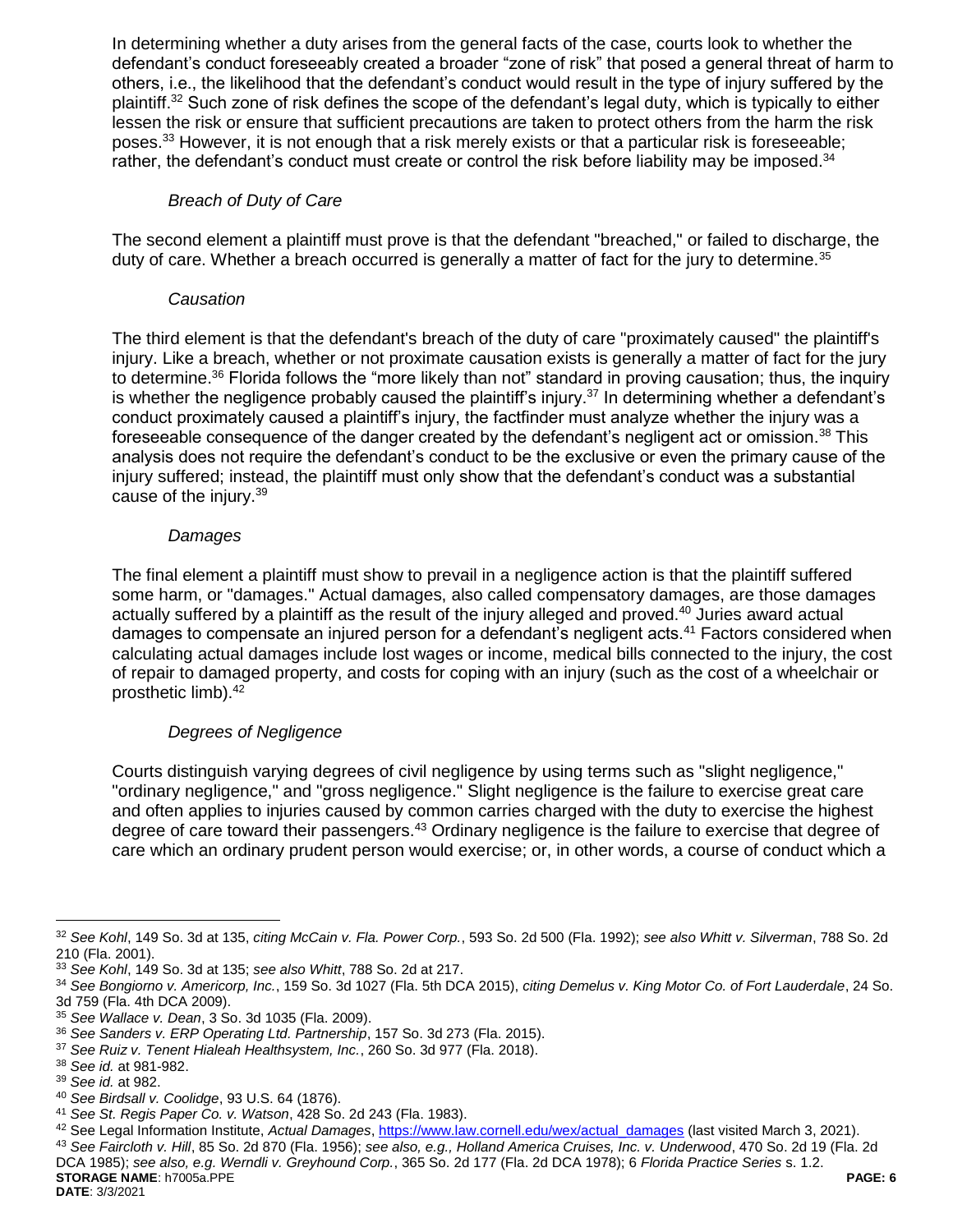In determining whether a duty arises from the general facts of the case, courts look to whether the defendant's conduct foreseeably created a broader "zone of risk" that posed a general threat of harm to others, i.e., the likelihood that the defendant's conduct would result in the type of injury suffered by the plaintiff.[32] Such zone of risk defines the scope of the defendant's legal duty, which is typically to either lessen the risk or ensure that sufficient precautions are taken to protect others from the harm the risk poses.[33] However, it is not enough that a risk merely exists or that a particular risk is foreseeable; rather, the defendant's conduct must create or control the risk before liability may be imposed.[34]

*Breach of Duty of Care*

The second element a plaintiff must prove is that the defendant "breached," or failed to discharge, the duty of care. Whether a breach occurred is generally a matter of fact for the jury to determine.[35]

*Causation*

The third element is that the defendant's breach of the duty of care "proximately caused" the plaintiff's injury. Like a breach, whether or not proximate causation exists is generally a matter of fact for the jury to determine.[36] Florida follows the "more likely than not" standard in proving causation; thus, the inquiry is whether the negligence probably caused the plaintiff's injury.[37] In determining whether a defendant's conduct proximately caused a plaintiff's injury, the factfinder must analyze whether the injury was a foreseeable consequence of the danger created by the defendant's negligent act or omission.[38] This analysis does not require the defendant's conduct to be the exclusive or even the primary cause of the injury suffered; instead, the plaintiff must only show that the defendant's conduct was a substantial cause of the injury.[39]

*Damages*

The final element a plaintiff must show to prevail in a negligence action is that the plaintiff suffered some harm, or "damages." Actual damages, also called compensatory damages, are those damages actually suffered by a plaintiff as the result of the injury alleged and proved.[40] Juries award actual damages to compensate an injured person for a defendant's negligent acts.[41] Factors considered when calculating actual damages include lost wages or income, medical bills connected to the injury, the cost of repair to damaged property, and costs for coping with an injury (such as the cost of a wheelchair or prosthetic limb).[42]

*Degrees of Negligence*

Courts distinguish varying degrees of civil negligence by using terms such as "slight negligence," "ordinary negligence," and "gross negligence." Slight negligence is the failure to exercise great care and often applies to injuries caused by common carries charged with the duty to exercise the highest degree of care toward their passengers.[43] Ordinary negligence is the failure to exercise that degree of care which an ordinary prudent person would exercise; or, in other words, a course of conduct which a

---

[32] *See Kohl*, 149 So. 3d at 135, *citing McCain v. Fla. Power Corp.*, 593 So. 2d 500 (Fla. 1992); *see also Whitt v. Silverman*, 788 So. 2d 210 (Fla. 2001).

[33] *See Kohl*, 149 So. 3d at 135; *see also Whitt*, 788 So. 2d at 217.

[34] *See Bongiorno v. Americorp, Inc.*, 159 So. 3d 1027 (Fla. 5th DCA 2015), *citing Demelus v. King Motor Co. of Fort Lauderdale*, 24 So. 3d 759 (Fla. 4th DCA 2009).

[35] *See Wallace v. Dean*, 3 So. 3d 1035 (Fla. 2009).

[36] *See Sanders v. ERP Operating Ltd. Partnership*, 157 So. 3d 273 (Fla. 2015).

[37] *See Ruiz v. Tenent Hialeah Healthsystem, Inc.*, 260 So. 3d 977 (Fla. 2018).

[38] *See id.* at 981-982.

[39] *See id.* at 982.

[40] *See Birdsall v. Coolidge*, 93 U.S. 64 (1876).

[41] *See St. Regis Paper Co. v. Watson*, 428 So. 2d 243 (Fla. 1983).

[42] See Legal Information Institute, *Actual Damages*, https://www.law.cornell.edu/wex/actual_damages (last visited March 3, 2021).

[43] *See Faircloth v. Hill*, 85 So. 2d 870 (Fla. 1956); *see also, e.g., Holland America Cruises, Inc. v. Underwood*, 470 So. 2d 19 (Fla. 2d DCA 1985); *see also, e.g. Werndli v. Greyhound Corp.*, 365 So. 2d 177 (Fla. 2d DCA 1978); 6 *Florida Practice Series* s. 1.2.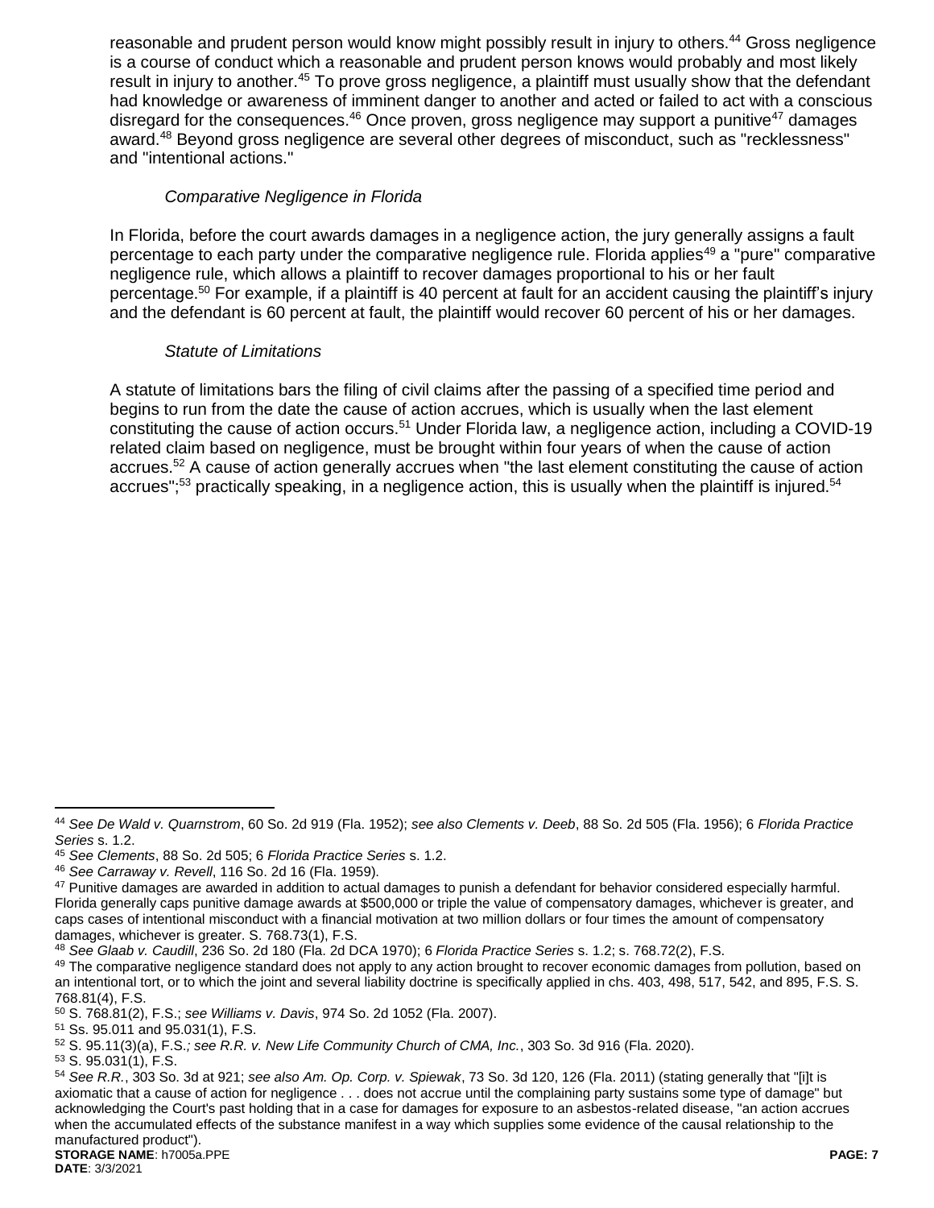reasonable and prudent person would know might possibly result in injury to others.[44] Gross negligence is a course of conduct which a reasonable and prudent person knows would probably and most likely result in injury to another.[45] To prove gross negligence, a plaintiff must usually show that the defendant had knowledge or awareness of imminent danger to another and acted or failed to act with a conscious disregard for the consequences.[46] Once proven, gross negligence may support a punitive[47] damages award.[48] Beyond gross negligence are several other degrees of misconduct, such as "recklessness" and "intentional actions."

*Comparative Negligence in Florida*

In Florida, before the court awards damages in a negligence action, the jury generally assigns a fault percentage to each party under the comparative negligence rule. Florida applies[49] a "pure" comparative negligence rule, which allows a plaintiff to recover damages proportional to his or her fault percentage.[50] For example, if a plaintiff is 40 percent at fault for an accident causing the plaintiff's injury and the defendant is 60 percent at fault, the plaintiff would recover 60 percent of his or her damages.

*Statute of Limitations*

A statute of limitations bars the filing of civil claims after the passing of a specified time period and begins to run from the date the cause of action accrues, which is usually when the last element constituting the cause of action occurs.[51] Under Florida law, a negligence action, including a COVID-19 related claim based on negligence, must be brought within four years of when the cause of action accrues.[52] A cause of action generally accrues when "the last element constituting the cause of action accrues";[53] practically speaking, in a negligence action, this is usually when the plaintiff is injured.[54]

---

[44] *See De Wald v. Quarnstrom*, 60 So. 2d 919 (Fla. 1952); *see also Clements v. Deeb*, 88 So. 2d 505 (Fla. 1956); 6 *Florida Practice Series* s. 1.2.

[45] *See Clements*, 88 So. 2d 505; 6 *Florida Practice Series* s. 1.2.

[46] *See Carraway v. Revell*, 116 So. 2d 16 (Fla. 1959).

[47] Punitive damages are awarded in addition to actual damages to punish a defendant for behavior considered especially harmful. Florida generally caps punitive damage awards at $500,000 or triple the value of compensatory damages, whichever is greater, and caps cases of intentional misconduct with a financial motivation at two million dollars or four times the amount of compensatory damages, whichever is greater. S. 768.73(1), F.S.

[48] *See Glaab v. Caudill*, 236 So. 2d 180 (Fla. 2d DCA 1970); 6 *Florida Practice Series* s. 1.2; s. 768.72(2), F.S.

[49] The comparative negligence standard does not apply to any action brought to recover economic damages from pollution, based on an intentional tort, or to which the joint and several liability doctrine is specifically applied in chs. 403, 498, 517, 542, and 895, F.S. S. 768.81(4), F.S.

[50] S. 768.81(2), F.S.; *see Williams v. Davis*, 974 So. 2d 1052 (Fla. 2007).

[51] Ss. 95.011 and 95.031(1), F.S.

[52] S. 95.11(3)(a), F.S.*; see R.R. v. New Life Community Church of CMA, Inc.*, 303 So. 3d 916 (Fla. 2020).

[53] S. 95.031(1), F.S.

[54] *See R.R.*, 303 So. 3d at 921; *see also Am. Op. Corp. v. Spiewak*, 73 So. 3d 120, 126 (Fla. 2011) (stating generally that "[i]t is axiomatic that a cause of action for negligence . . . does not accrue until the complaining party sustains some type of damage" but acknowledging the Court's past holding that in a case for damages for exposure to an asbestos-related disease, "an action accrues when the accumulated effects of the substance manifest in a way which supplies some evidence of the causal relationship to the manufactured product").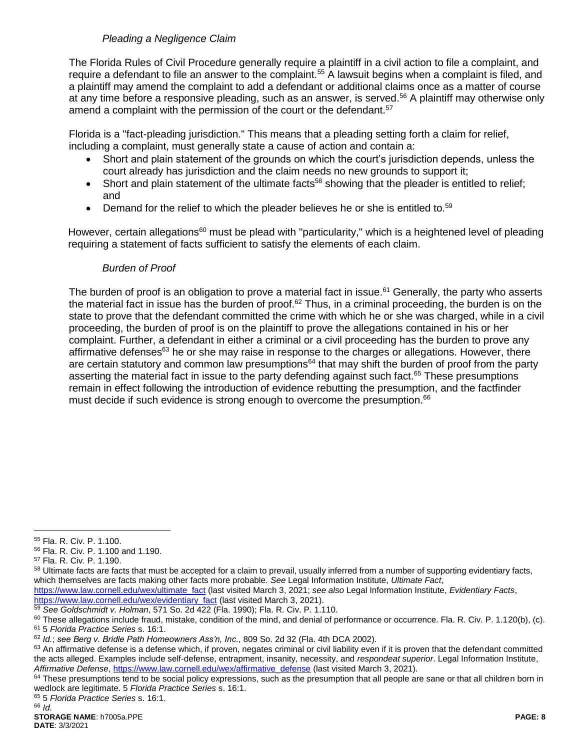#### *Pleading a Negligence Claim*

The Florida Rules of Civil Procedure generally require a plaintiff in a civil action to file a complaint, and require a defendant to file an answer to the complaint.[55] A lawsuit begins when a complaint is filed, and a plaintiff may amend the complaint to add a defendant or additional claims once as a matter of course at any time before a responsive pleading, such as an answer, is served.[56] A plaintiff may otherwise only amend a complaint with the permission of the court or the defendant.[57]

Florida is a "fact-pleading jurisdiction." This means that a pleading setting forth a claim for relief, including a complaint, must generally state a cause of action and contain a:

- Short and plain statement of the grounds on which the court's jurisdiction depends, unless the court already has jurisdiction and the claim needs no new grounds to support it;
- Short and plain statement of the ultimate facts[58] showing that the pleader is entitled to relief; and
- Demand for the relief to which the pleader believes he or she is entitled to.[59]

However, certain allegations[60] must be plead with "particularity," which is a heightened level of pleading requiring a statement of facts sufficient to satisfy the elements of each claim.

#### *Burden of Proof*

The burden of proof is an obligation to prove a material fact in issue.[61] Generally, the party who asserts the material fact in issue has the burden of proof.[62] Thus, in a criminal proceeding, the burden is on the state to prove that the defendant committed the crime with which he or she was charged, while in a civil proceeding, the burden of proof is on the plaintiff to prove the allegations contained in his or her complaint. Further, a defendant in either a criminal or a civil proceeding has the burden to prove any affirmative defenses[63] he or she may raise in response to the charges or allegations. However, there are certain statutory and common law presumptions[64] that may shift the burden of proof from the party asserting the material fact in issue to the party defending against such fact.[65] These presumptions remain in effect following the introduction of evidence rebutting the presumption, and the factfinder must decide if such evidence is strong enough to overcome the presumption.[66]

---

[55] Fla. R. Civ. P. 1.100.

[56] Fla. R. Civ. P. 1.100 and 1.190.

[57] Fla. R. Civ. P. 1.190.

[58] Ultimate facts are facts that must be accepted for a claim to prevail, usually inferred from a number of supporting evidentiary facts, which themselves are facts making other facts more probable. *See* Legal Information Institute, *Ultimate Fact*, https://www.law.cornell.edu/wex/ultimate_fact (last visited March 3, 2021; *see also* Legal Information Institute, *Evidentiary Facts*, https://www.law.cornell.edu/wex/evidentiary_fact (last visited March 3, 2021).

[59] *See Goldschmidt v. Holman*, 571 So. 2d 422 (Fla. 1990); Fla. R. Civ. P. 1.110.

[60] These allegations include fraud, mistake, condition of the mind, and denial of performance or occurrence. Fla. R. Civ. P. 1.120(b), (c).

[61] 5 *Florida Practice Series* s. 16:1.

[62] *Id.*; *see Berg v. Bridle Path Homeowners Ass'n, Inc.*, 809 So. 2d 32 (Fla. 4th DCA 2002).

[63] An affirmative defense is a defense which, if proven, negates criminal or civil liability even if it is proven that the defendant committed the acts alleged. Examples include self-defense, entrapment, insanity, necessity, and *respondeat superior*. Legal Information Institute, *Affirmative Defense*, https://www.law.cornell.edu/wex/affirmative_defense (last visited March 3, 2021).

[64] These presumptions tend to be social policy expressions, such as the presumption that all people are sane or that all children born in wedlock are legitimate. 5 *Florida Practice Series* s. 16:1.

[65] 5 *Florida Practice Series* s. 16:1.

[66] *Id.*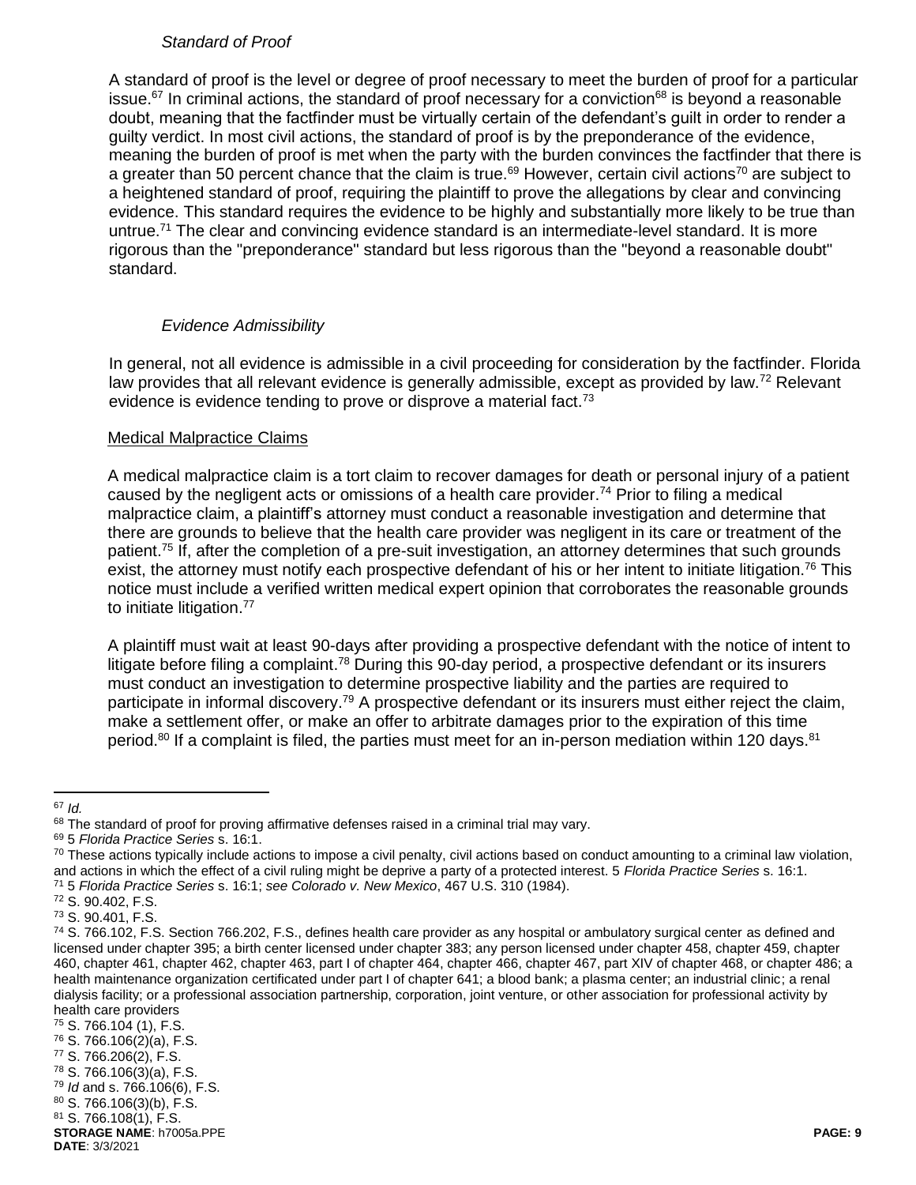*Standard of Proof*

A standard of proof is the level or degree of proof necessary to meet the burden of proof for a particular issue.[67] In criminal actions, the standard of proof necessary for a conviction[68] is beyond a reasonable doubt, meaning that the factfinder must be virtually certain of the defendant's guilt in order to render a guilty verdict. In most civil actions, the standard of proof is by the preponderance of the evidence, meaning the burden of proof is met when the party with the burden convinces the factfinder that there is a greater than 50 percent chance that the claim is true.[69] However, certain civil actions[70] are subject to a heightened standard of proof, requiring the plaintiff to prove the allegations by clear and convincing evidence. This standard requires the evidence to be highly and substantially more likely to be true than untrue.[71] The clear and convincing evidence standard is an intermediate-level standard. It is more rigorous than the "preponderance" standard but less rigorous than the "beyond a reasonable doubt" standard.

*Evidence Admissibility*

In general, not all evidence is admissible in a civil proceeding for consideration by the factfinder. Florida law provides that all relevant evidence is generally admissible, except as provided by law.[72] Relevant evidence is evidence tending to prove or disprove a material fact.[73]

Medical Malpractice Claims

A medical malpractice claim is a tort claim to recover damages for death or personal injury of a patient caused by the negligent acts or omissions of a health care provider.[74] Prior to filing a medical malpractice claim, a plaintiff's attorney must conduct a reasonable investigation and determine that there are grounds to believe that the health care provider was negligent in its care or treatment of the patient.[75] If, after the completion of a pre-suit investigation, an attorney determines that such grounds exist, the attorney must notify each prospective defendant of his or her intent to initiate litigation.[76] This notice must include a verified written medical expert opinion that corroborates the reasonable grounds to initiate litigation.[77]

A plaintiff must wait at least 90-days after providing a prospective defendant with the notice of intent to litigate before filing a complaint.[78] During this 90-day period, a prospective defendant or its insurers must conduct an investigation to determine prospective liability and the parties are required to participate in informal discovery.[79] A prospective defendant or its insurers must either reject the claim, make a settlement offer, or make an offer to arbitrate damages prior to the expiration of this time period.[80] If a complaint is filed, the parties must meet for an in-person mediation within 120 days.[81]

---

[67] *Id.*

[68] The standard of proof for proving affirmative defenses raised in a criminal trial may vary.

[69] 5 *Florida Practice Series* s. 16:1.

[70] These actions typically include actions to impose a civil penalty, civil actions based on conduct amounting to a criminal law violation, and actions in which the effect of a civil ruling might be deprive a party of a protected interest. 5 *Florida Practice Series* s. 16:1.

[71] 5 *Florida Practice Series* s. 16:1; *see Colorado v. New Mexico*, 467 U.S. 310 (1984).

[72] S. 90.402, F.S.

[73] S. 90.401, F.S.

[74] S. 766.102, F.S. Section 766.202, F.S., defines health care provider as any hospital or ambulatory surgical center as defined and licensed under chapter 395; a birth center licensed under chapter 383; any person licensed under chapter 458, chapter 459, chapter 460, chapter 461, chapter 462, chapter 463, part I of chapter 464, chapter 466, chapter 467, part XIV of chapter 468, or chapter 486; a health maintenance organization certificated under part I of chapter 641; a blood bank; a plasma center; an industrial clinic; a renal dialysis facility; or a professional association partnership, corporation, joint venture, or other association for professional activity by health care providers

[75] S. 766.104 (1), F.S.

[76] S. 766.106(2)(a), F.S.

[77] S. 766.206(2), F.S.

[78] S. 766.106(3)(a), F.S.

[79] *Id* and s. 766.106(6), F.S.

[80] S. 766.106(3)(b), F.S.

[81] S. 766.108(1), F.S.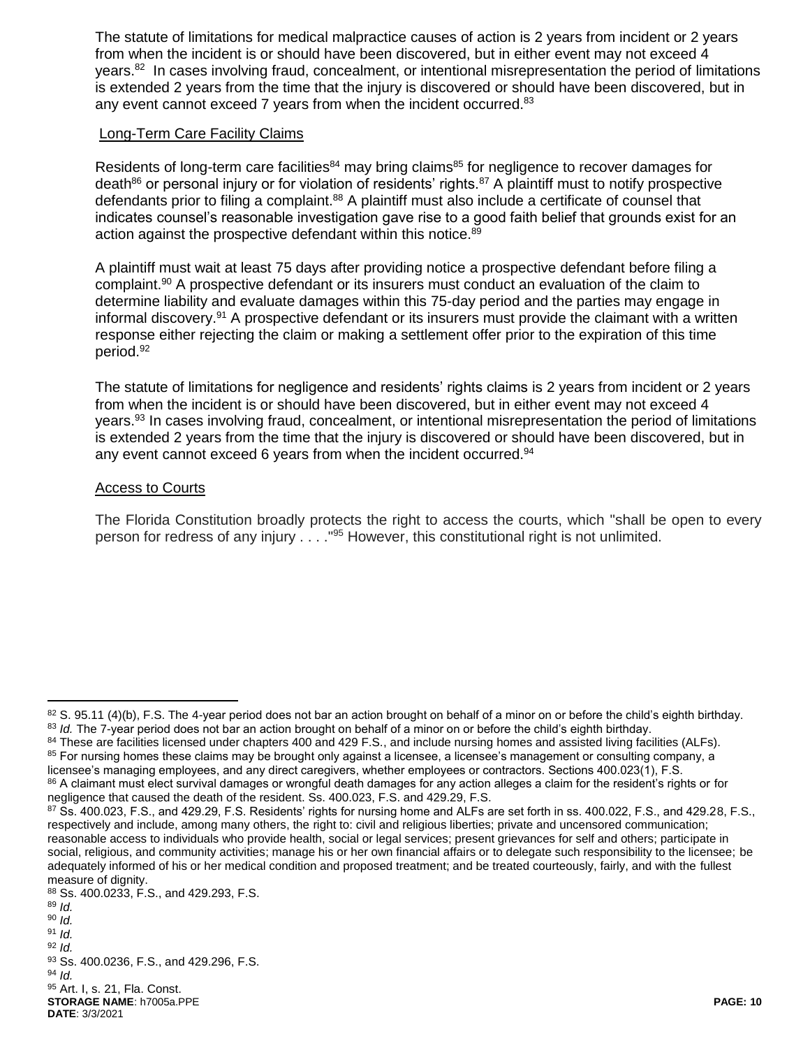The statute of limitations for medical malpractice causes of action is 2 years from incident or 2 years from when the incident is or should have been discovered, but in either event may not exceed 4 years.[82] In cases involving fraud, concealment, or intentional misrepresentation the period of limitations is extended 2 years from the time that the injury is discovered or should have been discovered, but in any event cannot exceed 7 years from when the incident occurred.[83]

Long-Term Care Facility Claims

Residents of long-term care facilities[84] may bring claims[85] for negligence to recover damages for death[86] or personal injury or for violation of residents' rights.[87] A plaintiff must to notify prospective defendants prior to filing a complaint.[88] A plaintiff must also include a certificate of counsel that indicates counsel's reasonable investigation gave rise to a good faith belief that grounds exist for an action against the prospective defendant within this notice.[89]

A plaintiff must wait at least 75 days after providing notice a prospective defendant before filing a complaint.[90] A prospective defendant or its insurers must conduct an evaluation of the claim to determine liability and evaluate damages within this 75-day period and the parties may engage in informal discovery.[91] A prospective defendant or its insurers must provide the claimant with a written response either rejecting the claim or making a settlement offer prior to the expiration of this time period.[92]

The statute of limitations for negligence and residents' rights claims is 2 years from incident or 2 years from when the incident is or should have been discovered, but in either event may not exceed 4 years.[93] In cases involving fraud, concealment, or intentional misrepresentation the period of limitations is extended 2 years from the time that the injury is discovered or should have been discovered, but in any event cannot exceed 6 years from when the incident occurred.[94]

Access to Courts

The Florida Constitution broadly protects the right to access the courts, which "shall be open to every person for redress of any injury . . . ."[95] However, this constitutional right is not unlimited.

---

[82] S. 95.11 (4)(b), F.S. The 4-year period does not bar an action brought on behalf of a minor on or before the child's eighth birthday.
[83] *Id.* The 7-year period does not bar an action brought on behalf of a minor on or before the child's eighth birthday.
[84] These are facilities licensed under chapters 400 and 429 F.S., and include nursing homes and assisted living facilities (ALFs).
[85] For nursing homes these claims may be brought only against a licensee, a licensee's management or consulting company, a licensee's managing employees, and any direct caregivers, whether employees or contractors. Sections 400.023(1), F.S.
[86] A claimant must elect survival damages or wrongful death damages for any action alleges a claim for the resident's rights or for negligence that caused the death of the resident. Ss. 400.023, F.S. and 429.29, F.S.
[87] Ss. 400.023, F.S., and 429.29, F.S. Residents' rights for nursing home and ALFs are set forth in ss. 400.022, F.S., and 429.28, F.S., respectively and include, among many others, the right to: civil and religious liberties; private and uncensored communication; reasonable access to individuals who provide health, social or legal services; present grievances for self and others; participate in social, religious, and community activities; manage his or her own financial affairs or to delegate such responsibility to the licensee; be adequately informed of his or her medical condition and proposed treatment; and be treated courteously, fairly, and with the fullest measure of dignity.
[88] Ss. 400.0233, F.S., and 429.293, F.S.
[89] *Id.*
[90] *Id.*
[91] *Id.*
[92] *Id.*
[93] Ss. 400.0236, F.S., and 429.296, F.S.
[94] *Id.*
[95] Art. I, s. 21, Fla. Const.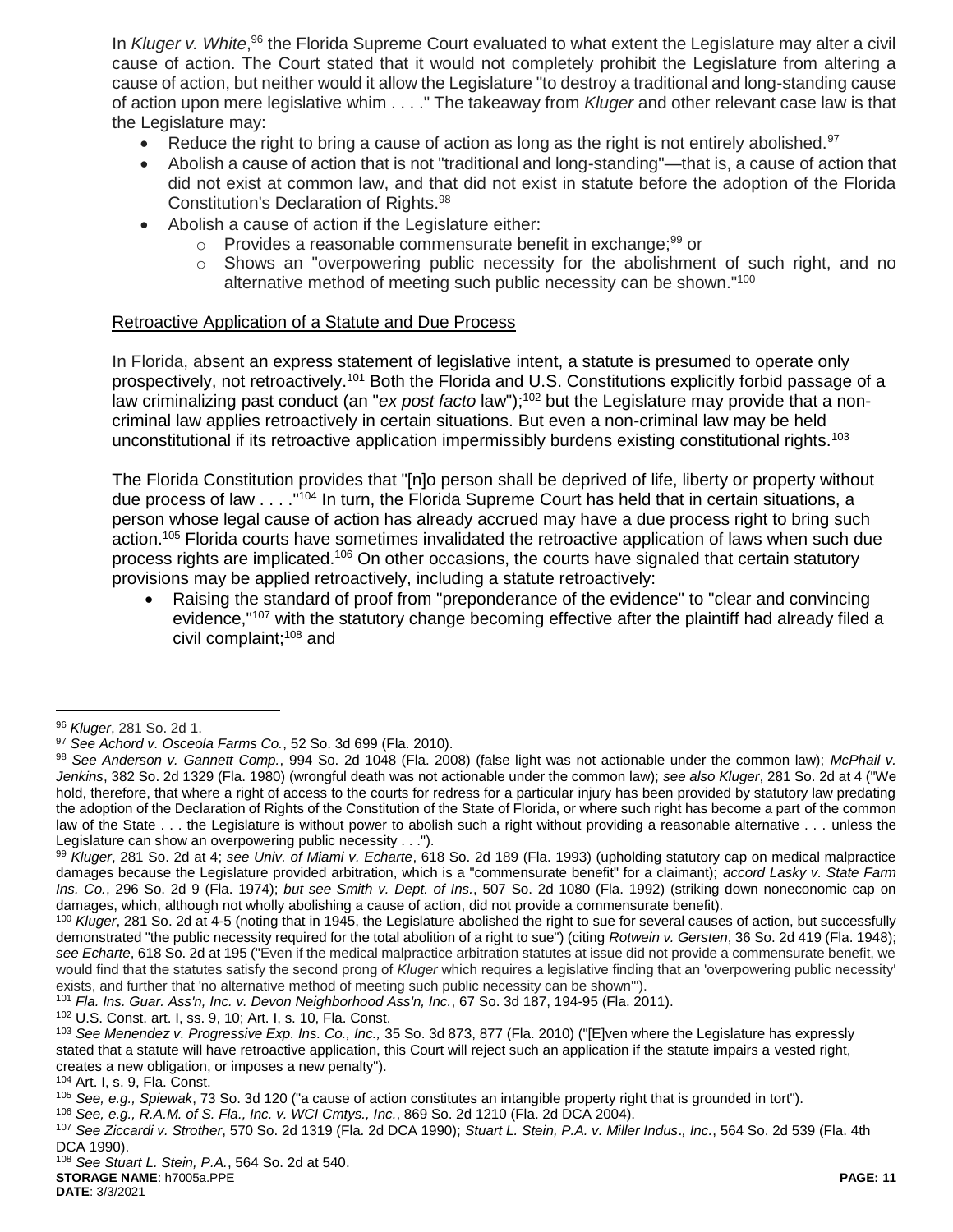In *Kluger v. White*,[96] the Florida Supreme Court evaluated to what extent the Legislature may alter a civil cause of action. The Court stated that it would not completely prohibit the Legislature from altering a cause of action, but neither would it allow the Legislature "to destroy a traditional and long-standing cause of action upon mere legislative whim . . . ." The takeaway from *Kluger* and other relevant case law is that the Legislature may:

- Reduce the right to bring a cause of action as long as the right is not entirely abolished.[97]
- Abolish a cause of action that is not "traditional and long-standing"—that is, a cause of action that did not exist at common law, and that did not exist in statute before the adoption of the Florida Constitution's Declaration of Rights.[98]
- Abolish a cause of action if the Legislature either:
  - Provides a reasonable commensurate benefit in exchange;[99] or
  - Shows an "overpowering public necessity for the abolishment of such right, and no alternative method of meeting such public necessity can be shown."[100]

<u>Retroactive Application of a Statute and Due Process</u>

In Florida, absent an express statement of legislative intent, a statute is presumed to operate only prospectively, not retroactively.[101] Both the Florida and U.S. Constitutions explicitly forbid passage of a law criminalizing past conduct (an "*ex post facto* law");[102] but the Legislature may provide that a non-criminal law applies retroactively in certain situations. But even a non-criminal law may be held unconstitutional if its retroactive application impermissibly burdens existing constitutional rights.[103]

The Florida Constitution provides that "[n]o person shall be deprived of life, liberty or property without due process of law . . . ."[104] In turn, the Florida Supreme Court has held that in certain situations, a person whose legal cause of action has already accrued may have a due process right to bring such action.[105] Florida courts have sometimes invalidated the retroactive application of laws when such due process rights are implicated.[106] On other occasions, the courts have signaled that certain statutory provisions may be applied retroactively, including a statute retroactively:

- Raising the standard of proof from "preponderance of the evidence" to "clear and convincing evidence,"[107] with the statutory change becoming effective after the plaintiff had already filed a civil complaint;[108] and

---

[96] *Kluger*, 281 So. 2d 1.

[97] *See Achord v. Osceola Farms Co.*, 52 So. 3d 699 (Fla. 2010).

[98] *See Anderson v. Gannett Comp.*, 994 So. 2d 1048 (Fla. 2008) (false light was not actionable under the common law); *McPhail v. Jenkins*, 382 So. 2d 1329 (Fla. 1980) (wrongful death was not actionable under the common law); *see also Kluger*, 281 So. 2d at 4 ("We hold, therefore, that where a right of access to the courts for redress for a particular injury has been provided by statutory law predating the adoption of the Declaration of Rights of the Constitution of the State of Florida, or where such right has become a part of the common law of the State . . . the Legislature is without power to abolish such a right without providing a reasonable alternative . . . unless the Legislature can show an overpowering public necessity . . .").

[99] *Kluger*, 281 So. 2d at 4; *see Univ. of Miami v. Echarte*, 618 So. 2d 189 (Fla. 1993) (upholding statutory cap on medical malpractice damages because the Legislature provided arbitration, which is a "commensurate benefit" for a claimant); *accord Lasky v. State Farm Ins. Co.*, 296 So. 2d 9 (Fla. 1974); *but see Smith v. Dept. of Ins.*, 507 So. 2d 1080 (Fla. 1992) (striking down noneconomic cap on damages, which, although not wholly abolishing a cause of action, did not provide a commensurate benefit).

[100] *Kluger*, 281 So. 2d at 4-5 (noting that in 1945, the Legislature abolished the right to sue for several causes of action, but successfully demonstrated "the public necessity required for the total abolition of a right to sue") (citing *Rotwein v. Gersten*, 36 So. 2d 419 (Fla. 1948); *see Echarte*, 618 So. 2d at 195 ("Even if the medical malpractice arbitration statutes at issue did not provide a commensurate benefit, we would find that the statutes satisfy the second prong of *Kluger* which requires a legislative finding that an 'overpowering public necessity' exists, and further that 'no alternative method of meeting such public necessity can be shown'").

[101] *Fla. Ins. Guar. Ass'n, Inc. v. Devon Neighborhood Ass'n, Inc.*, 67 So. 3d 187, 194-95 (Fla. 2011).

[102] U.S. Const. art. I, ss. 9, 10; Art. I, s. 10, Fla. Const.

[103] *See Menendez v. Progressive Exp. Ins. Co., Inc.,* 35 So. 3d 873, 877 (Fla. 2010) ("[E]ven where the Legislature has expressly stated that a statute will have retroactive application, this Court will reject such an application if the statute impairs a vested right, creates a new obligation, or imposes a new penalty").

[104] Art. I, s. 9, Fla. Const.

[105] *See, e.g., Spiewak*, 73 So. 3d 120 ("a cause of action constitutes an intangible property right that is grounded in tort").

[106] *See, e.g., R.A.M. of S. Fla., Inc. v. WCI Cmtys., Inc.*, 869 So. 2d 1210 (Fla. 2d DCA 2004).

[107] *See Ziccardi v. Strother*, 570 So. 2d 1319 (Fla. 2d DCA 1990); *Stuart L. Stein, P.A. v. Miller Indus., Inc.*, 564 So. 2d 539 (Fla. 4th DCA 1990).

[108] *See Stuart L. Stein, P.A.*, 564 So. 2d at 540.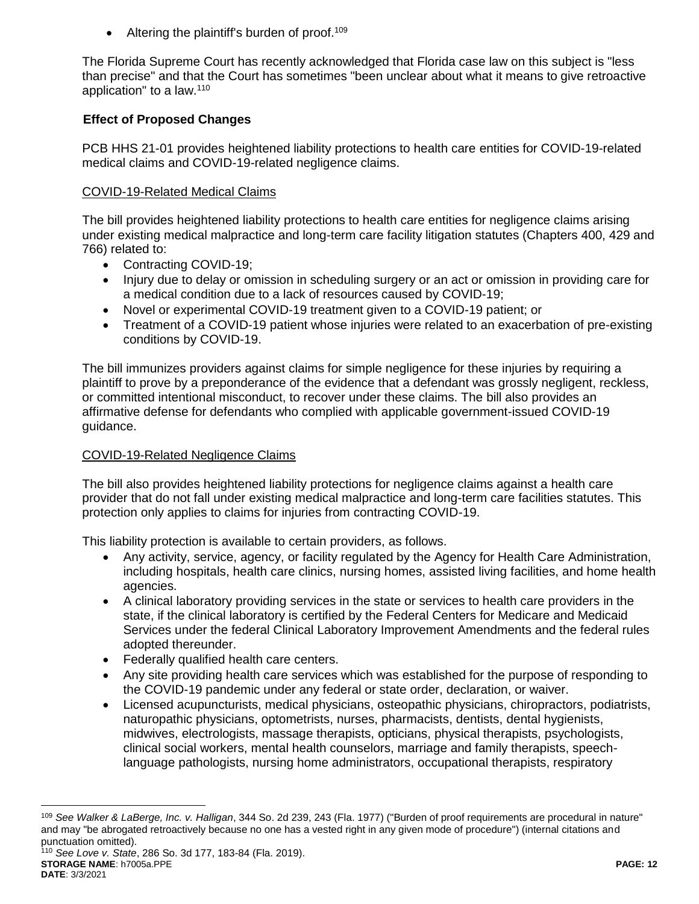- Altering the plaintiff's burden of proof.[109]

The Florida Supreme Court has recently acknowledged that Florida case law on this subject is "less than precise" and that the Court has sometimes "been unclear about what it means to give retroactive application" to a law.[110]

### Effect of Proposed Changes

PCB HHS 21-01 provides heightened liability protections to health care entities for COVID-19-related medical claims and COVID-19-related negligence claims.

#### COVID-19-Related Medical Claims

The bill provides heightened liability protections to health care entities for negligence claims arising under existing medical malpractice and long-term care facility litigation statutes (Chapters 400, 429 and 766) related to:

- Contracting COVID-19;
- Injury due to delay or omission in scheduling surgery or an act or omission in providing care for a medical condition due to a lack of resources caused by COVID-19;
- Novel or experimental COVID-19 treatment given to a COVID-19 patient; or
- Treatment of a COVID-19 patient whose injuries were related to an exacerbation of pre-existing conditions by COVID-19.

The bill immunizes providers against claims for simple negligence for these injuries by requiring a plaintiff to prove by a preponderance of the evidence that a defendant was grossly negligent, reckless, or committed intentional misconduct, to recover under these claims. The bill also provides an affirmative defense for defendants who complied with applicable government-issued COVID-19 guidance.

#### COVID-19-Related Negligence Claims

The bill also provides heightened liability protections for negligence claims against a health care provider that do not fall under existing medical malpractice and long-term care facilities statutes. This protection only applies to claims for injuries from contracting COVID-19.

This liability protection is available to certain providers, as follows.

- Any activity, service, agency, or facility regulated by the Agency for Health Care Administration, including hospitals, health care clinics, nursing homes, assisted living facilities, and home health agencies.
- A clinical laboratory providing services in the state or services to health care providers in the state, if the clinical laboratory is certified by the Federal Centers for Medicare and Medicaid Services under the federal Clinical Laboratory Improvement Amendments and the federal rules adopted thereunder.
- Federally qualified health care centers.
- Any site providing health care services which was established for the purpose of responding to the COVID-19 pandemic under any federal or state order, declaration, or waiver.
- Licensed acupuncturists, medical physicians, osteopathic physicians, chiropractors, podiatrists, naturopathic physicians, optometrists, nurses, pharmacists, dentists, dental hygienists, midwives, electrologists, massage therapists, opticians, physical therapists, psychologists, clinical social workers, mental health counselors, marriage and family therapists, speech-language pathologists, nursing home administrators, occupational therapists, respiratory

---

[109] *See Walker & LaBerge, Inc. v. Halligan*, 344 So. 2d 239, 243 (Fla. 1977) ("Burden of proof requirements are procedural in nature" and may "be abrogated retroactively because no one has a vested right in any given mode of procedure") (internal citations and punctuation omitted).

[110] *See Love v. State*, 286 So. 3d 177, 183-84 (Fla. 2019).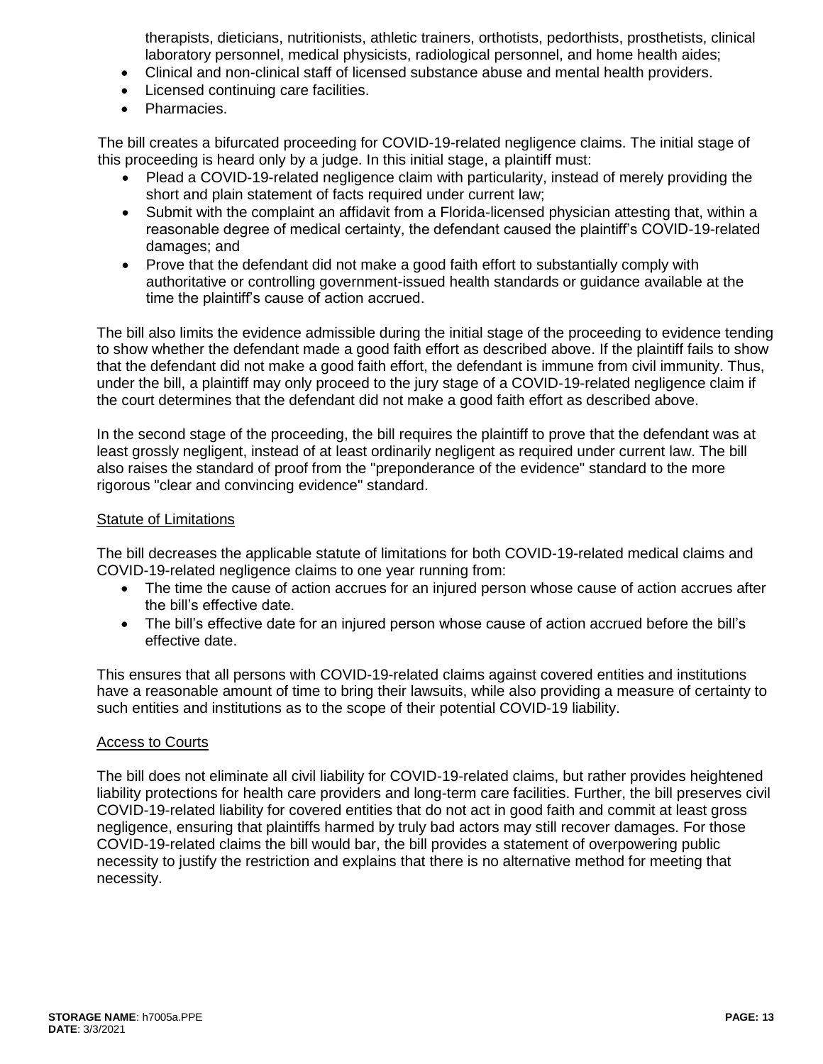therapists, dieticians, nutritionists, athletic trainers, orthotists, pedorthists, prosthetists, clinical laboratory personnel, medical physicists, radiological personnel, and home health aides;

- Clinical and non-clinical staff of licensed substance abuse and mental health providers.
- Licensed continuing care facilities.
- Pharmacies.

The bill creates a bifurcated proceeding for COVID-19-related negligence claims. The initial stage of this proceeding is heard only by a judge. In this initial stage, a plaintiff must:

- Plead a COVID-19-related negligence claim with particularity, instead of merely providing the short and plain statement of facts required under current law;
- Submit with the complaint an affidavit from a Florida-licensed physician attesting that, within a reasonable degree of medical certainty, the defendant caused the plaintiff's COVID-19-related damages; and
- Prove that the defendant did not make a good faith effort to substantially comply with authoritative or controlling government-issued health standards or guidance available at the time the plaintiff's cause of action accrued.

The bill also limits the evidence admissible during the initial stage of the proceeding to evidence tending to show whether the defendant made a good faith effort as described above. If the plaintiff fails to show that the defendant did not make a good faith effort, the defendant is immune from civil immunity. Thus, under the bill, a plaintiff may only proceed to the jury stage of a COVID-19-related negligence claim if the court determines that the defendant did not make a good faith effort as described above.

In the second stage of the proceeding, the bill requires the plaintiff to prove that the defendant was at least grossly negligent, instead of at least ordinarily negligent as required under current law. The bill also raises the standard of proof from the "preponderance of the evidence" standard to the more rigorous "clear and convincing evidence" standard.

Statute of Limitations

The bill decreases the applicable statute of limitations for both COVID-19-related medical claims and COVID-19-related negligence claims to one year running from:

- The time the cause of action accrues for an injured person whose cause of action accrues after the bill's effective date.
- The bill's effective date for an injured person whose cause of action accrued before the bill's effective date.

This ensures that all persons with COVID-19-related claims against covered entities and institutions have a reasonable amount of time to bring their lawsuits, while also providing a measure of certainty to such entities and institutions as to the scope of their potential COVID-19 liability.

Access to Courts

The bill does not eliminate all civil liability for COVID-19-related claims, but rather provides heightened liability protections for health care providers and long-term care facilities. Further, the bill preserves civil COVID-19-related liability for covered entities that do not act in good faith and commit at least gross negligence, ensuring that plaintiffs harmed by truly bad actors may still recover damages. For those COVID-19-related claims the bill would bar, the bill provides a statement of overpowering public necessity to justify the restriction and explains that there is no alternative method for meeting that necessity.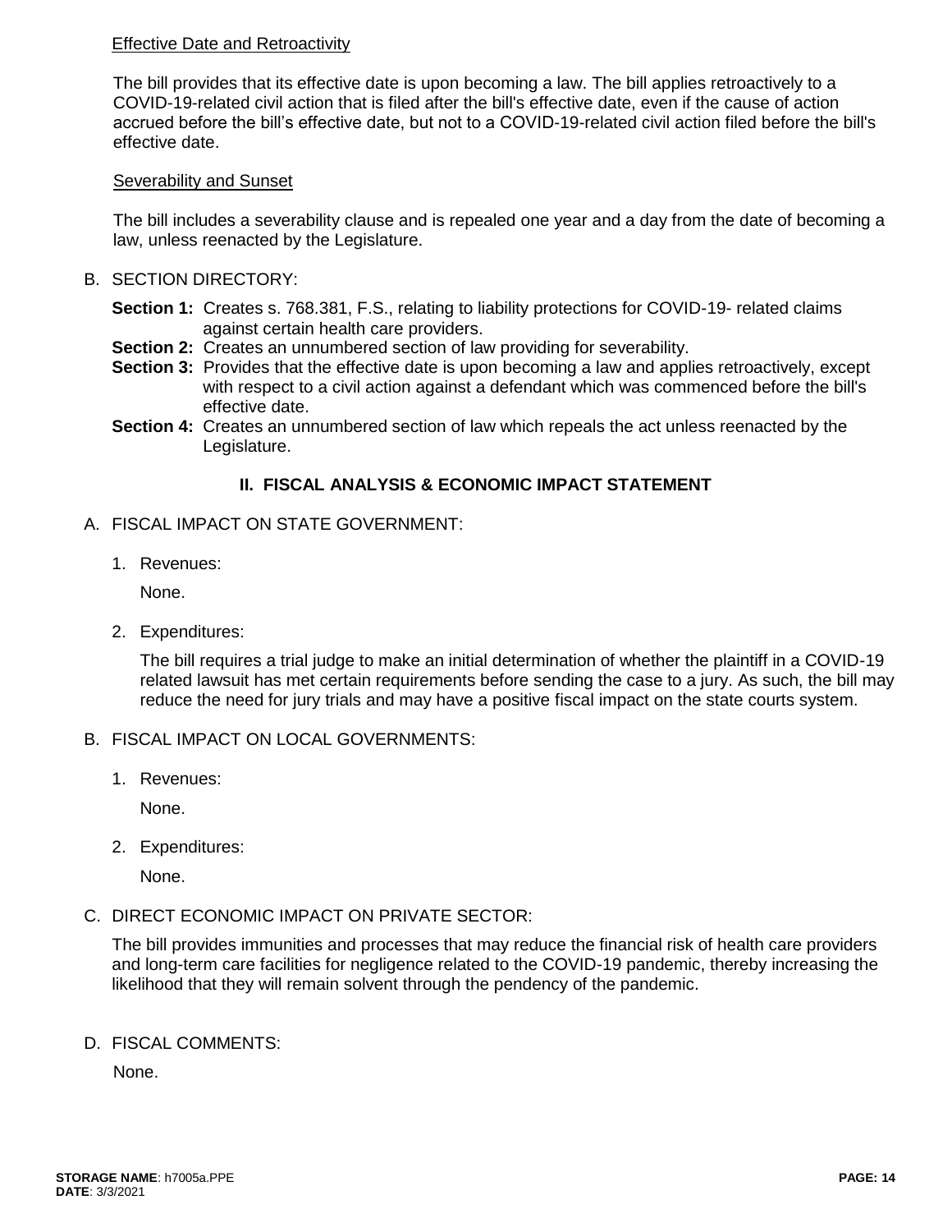Effective Date and Retroactivity

The bill provides that its effective date is upon becoming a law. The bill applies retroactively to a COVID-19-related civil action that is filed after the bill's effective date, even if the cause of action accrued before the bill's effective date, but not to a COVID-19-related civil action filed before the bill's effective date.

Severability and Sunset

The bill includes a severability clause and is repealed one year and a day from the date of becoming a law, unless reenacted by the Legislature.

B. SECTION DIRECTORY:

**Section 1:** Creates s. 768.381, F.S., relating to liability protections for COVID-19- related claims against certain health care providers.
**Section 2:** Creates an unnumbered section of law providing for severability.
**Section 3:** Provides that the effective date is upon becoming a law and applies retroactively, except with respect to a civil action against a defendant which was commenced before the bill's effective date.
**Section 4:** Creates an unnumbered section of law which repeals the act unless reenacted by the Legislature.

## II. FISCAL ANALYSIS & ECONOMIC IMPACT STATEMENT

A. FISCAL IMPACT ON STATE GOVERNMENT:

1. Revenues:

   None.

2. Expenditures:

   The bill requires a trial judge to make an initial determination of whether the plaintiff in a COVID-19 related lawsuit has met certain requirements before sending the case to a jury. As such, the bill may reduce the need for jury trials and may have a positive fiscal impact on the state courts system.

B. FISCAL IMPACT ON LOCAL GOVERNMENTS:

1. Revenues:

   None.

2. Expenditures:

   None.

C. DIRECT ECONOMIC IMPACT ON PRIVATE SECTOR:

The bill provides immunities and processes that may reduce the financial risk of health care providers and long-term care facilities for negligence related to the COVID-19 pandemic, thereby increasing the likelihood that they will remain solvent through the pendency of the pandemic.

D. FISCAL COMMENTS:

None.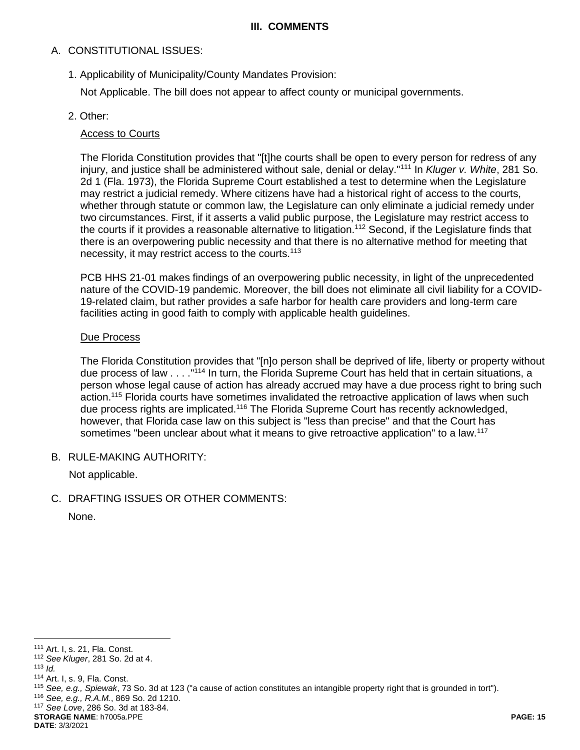## III. COMMENTS

A. CONSTITUTIONAL ISSUES:

1. Applicability of Municipality/County Mandates Provision:

   Not Applicable. The bill does not appear to affect county or municipal governments.

2. Other:

   Access to Courts

   The Florida Constitution provides that "[t]he courts shall be open to every person for redress of any injury, and justice shall be administered without sale, denial or delay."[111] In *Kluger v. White*, 281 So. 2d 1 (Fla. 1973), the Florida Supreme Court established a test to determine when the Legislature may restrict a judicial remedy. Where citizens have had a historical right of access to the courts, whether through statute or common law, the Legislature can only eliminate a judicial remedy under two circumstances. First, if it asserts a valid public purpose, the Legislature may restrict access to the courts if it provides a reasonable alternative to litigation.[112] Second, if the Legislature finds that there is an overpowering public necessity and that there is no alternative method for meeting that necessity, it may restrict access to the courts.[113]

   PCB HHS 21-01 makes findings of an overpowering public necessity, in light of the unprecedented nature of the COVID-19 pandemic. Moreover, the bill does not eliminate all civil liability for a COVID-19-related claim, but rather provides a safe harbor for health care providers and long-term care facilities acting in good faith to comply with applicable health guidelines.

   Due Process

   The Florida Constitution provides that "[n]o person shall be deprived of life, liberty or property without due process of law . . . ."[114] In turn, the Florida Supreme Court has held that in certain situations, a person whose legal cause of action has already accrued may have a due process right to bring such action.[115] Florida courts have sometimes invalidated the retroactive application of laws when such due process rights are implicated.[116] The Florida Supreme Court has recently acknowledged, however, that Florida case law on this subject is "less than precise" and that the Court has sometimes "been unclear about what it means to give retroactive application" to a law.[117]

B. RULE-MAKING AUTHORITY:

   Not applicable.

C. DRAFTING ISSUES OR OTHER COMMENTS:

   None.

---

[111] Art. I, s. 21, Fla. Const.
[112] *See Kluger*, 281 So. 2d at 4.
[113] *Id.*
[114] Art. I, s. 9, Fla. Const.
[115] *See, e.g., Spiewak*, 73 So. 3d at 123 ("a cause of action constitutes an intangible property right that is grounded in tort").
[116] *See, e.g., R.A.M.*, 869 So. 2d 1210.
[117] *See Love*, 286 So. 3d at 183-84.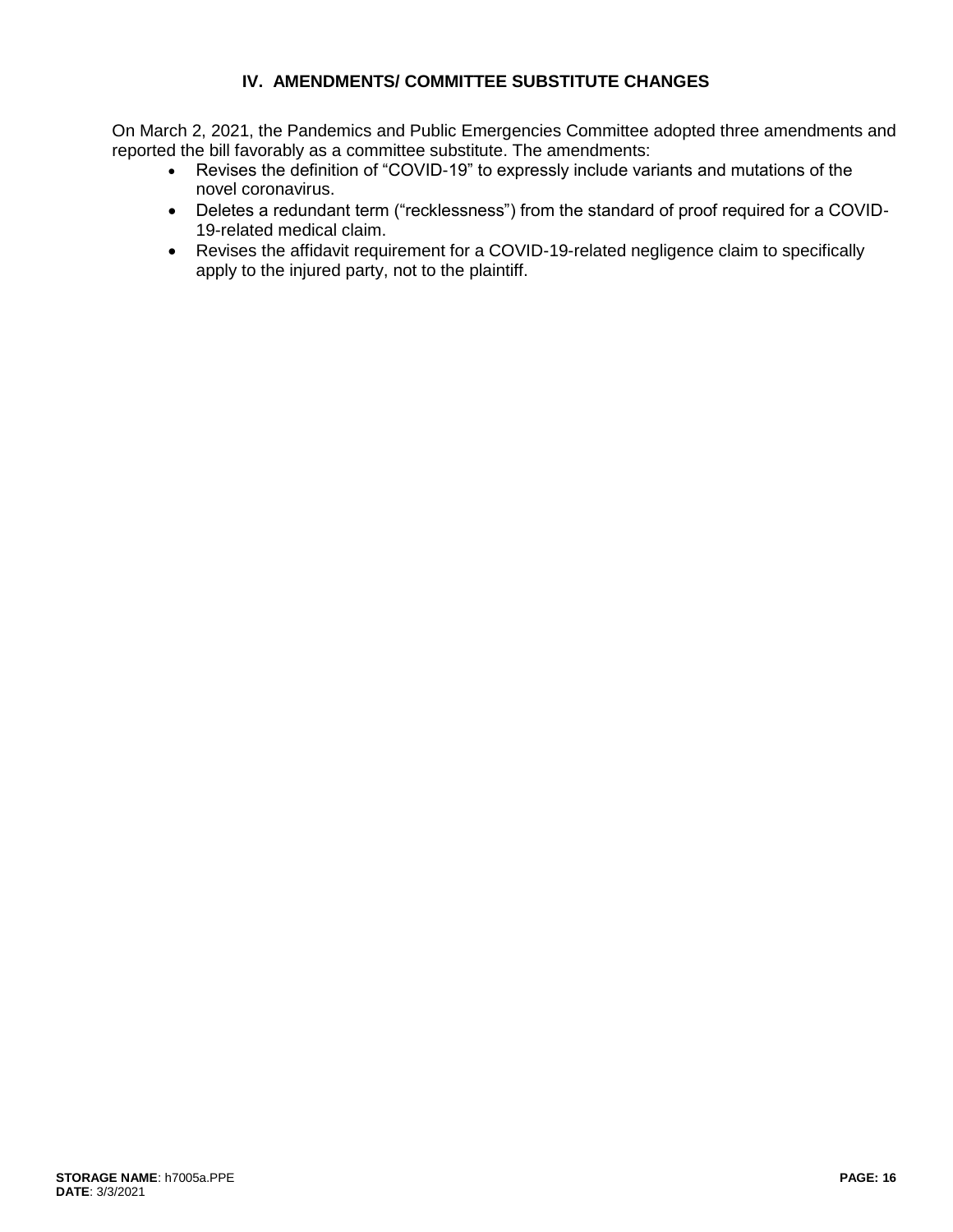## IV. AMENDMENTS/ COMMITTEE SUBSTITUTE CHANGES

On March 2, 2021, the Pandemics and Public Emergencies Committee adopted three amendments and reported the bill favorably as a committee substitute. The amendments:

- Revises the definition of "COVID-19" to expressly include variants and mutations of the novel coronavirus.
- Deletes a redundant term ("recklessness") from the standard of proof required for a COVID-19-related medical claim.
- Revises the affidavit requirement for a COVID-19-related negligence claim to specifically apply to the injured party, not to the plaintiff.